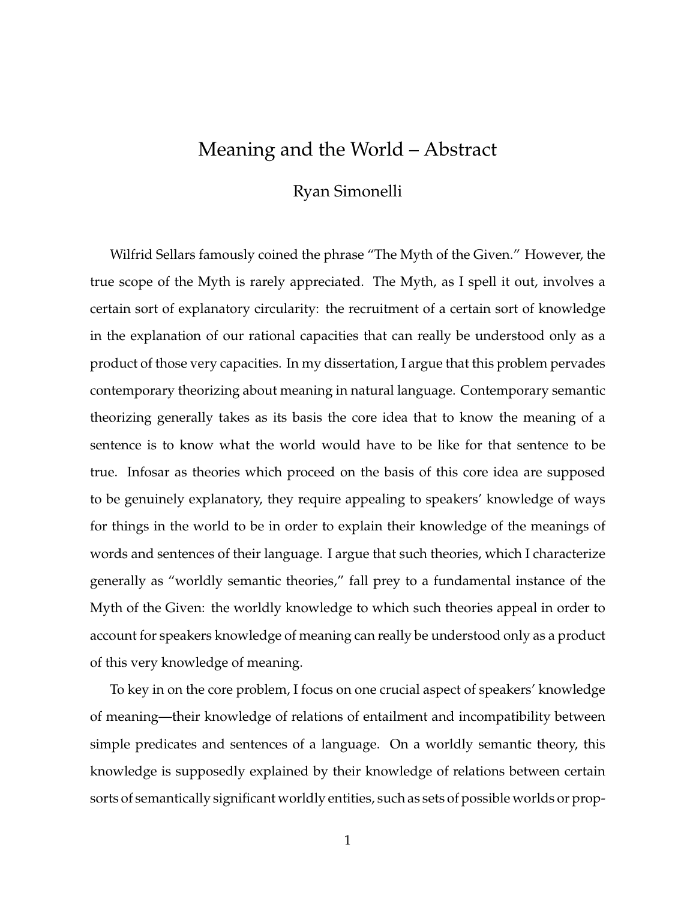# Meaning and the World – Abstract

Ryan Simonelli

Wilfrid Sellars famously coined the phrase "The Myth of the Given." However, the true scope of the Myth is rarely appreciated. The Myth, as I spell it out, involves a certain sort of explanatory circularity: the recruitment of a certain sort of knowledge in the explanation of our rational capacities that can really be understood only as a product of those very capacities. In my dissertation, I argue that this problem pervades contemporary theorizing about meaning in natural language. Contemporary semantic theorizing generally takes as its basis the core idea that to know the meaning of a sentence is to know what the world would have to be like for that sentence to be true. Infosar as theories which proceed on the basis of this core idea are supposed to be genuinely explanatory, they require appealing to speakers' knowledge of ways for things in the world to be in order to explain their knowledge of the meanings of words and sentences of their language. I argue that such theories, which I characterize generally as "worldly semantic theories," fall prey to a fundamental instance of the Myth of the Given: the worldly knowledge to which such theories appeal in order to account for speakers knowledge of meaning can really be understood only as a product of this very knowledge of meaning.

To key in on the core problem, I focus on one crucial aspect of speakers' knowledge of meaning—their knowledge of relations of entailment and incompatibility between simple predicates and sentences of a language. On a worldly semantic theory, this knowledge is supposedly explained by their knowledge of relations between certain sorts of semantically significant worldly entities, such as sets of possible worlds or prop-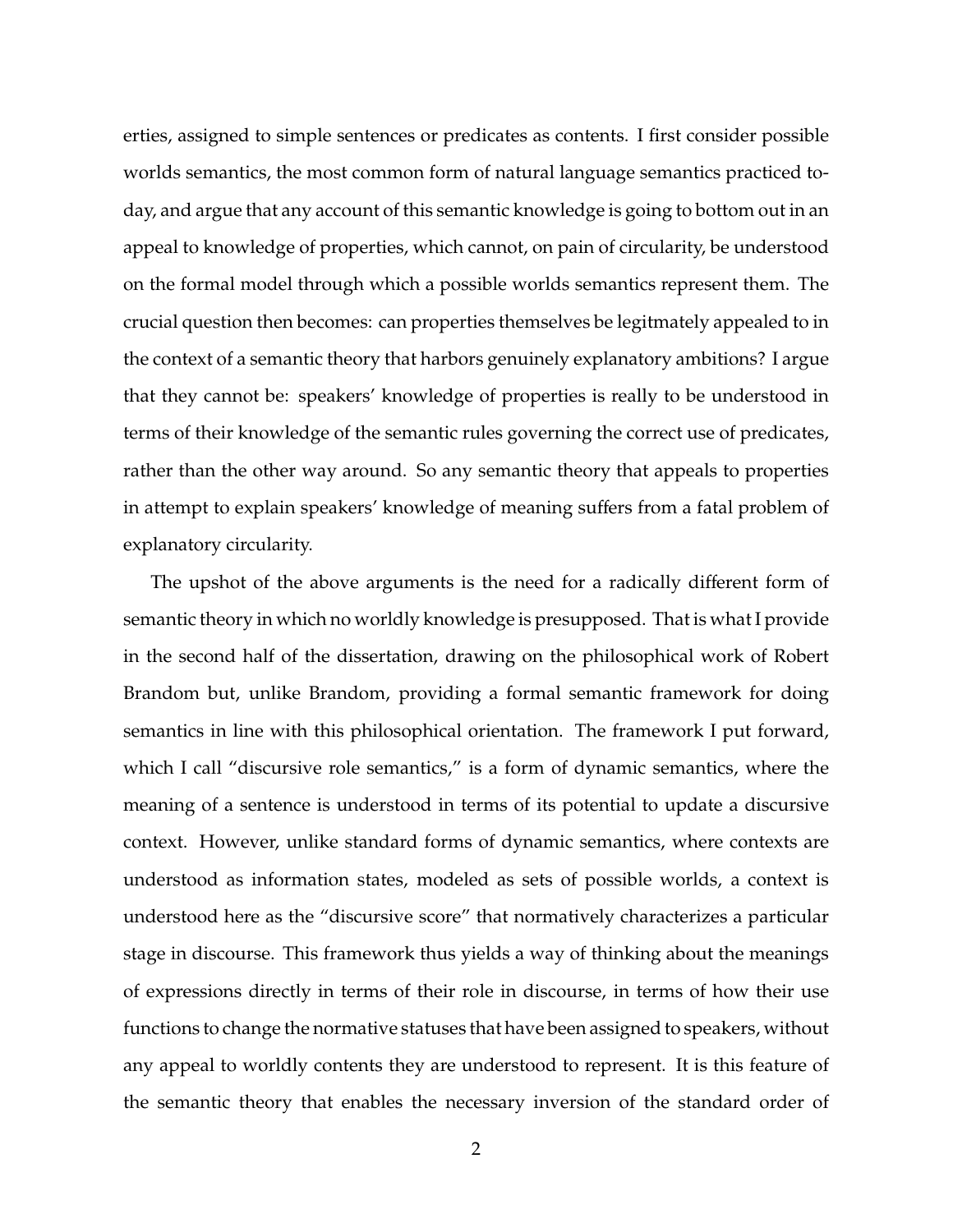erties, assigned to simple sentences or predicates as contents. I first consider possible worlds semantics, the most common form of natural language semantics practiced today, and argue that any account of this semantic knowledge is going to bottom out in an appeal to knowledge of properties, which cannot, on pain of circularity, be understood on the formal model through which a possible worlds semantics represent them. The crucial question then becomes: can properties themselves be legitmately appealed to in the context of a semantic theory that harbors genuinely explanatory ambitions? I argue that they cannot be: speakers' knowledge of properties is really to be understood in terms of their knowledge of the semantic rules governing the correct use of predicates, rather than the other way around. So any semantic theory that appeals to properties in attempt to explain speakers' knowledge of meaning suffers from a fatal problem of explanatory circularity.

The upshot of the above arguments is the need for a radically different form of semantic theory in which no worldly knowledge is presupposed. That is what I provide in the second half of the dissertation, drawing on the philosophical work of Robert Brandom but, unlike Brandom, providing a formal semantic framework for doing semantics in line with this philosophical orientation. The framework I put forward, which I call "discursive role semantics," is a form of dynamic semantics, where the meaning of a sentence is understood in terms of its potential to update a discursive context. However, unlike standard forms of dynamic semantics, where contexts are understood as information states, modeled as sets of possible worlds, a context is understood here as the "discursive score" that normatively characterizes a particular stage in discourse. This framework thus yields a way of thinking about the meanings of expressions directly in terms of their role in discourse, in terms of how their use functions to change the normative statuses that have been assigned to speakers, without any appeal to worldly contents they are understood to represent. It is this feature of the semantic theory that enables the necessary inversion of the standard order of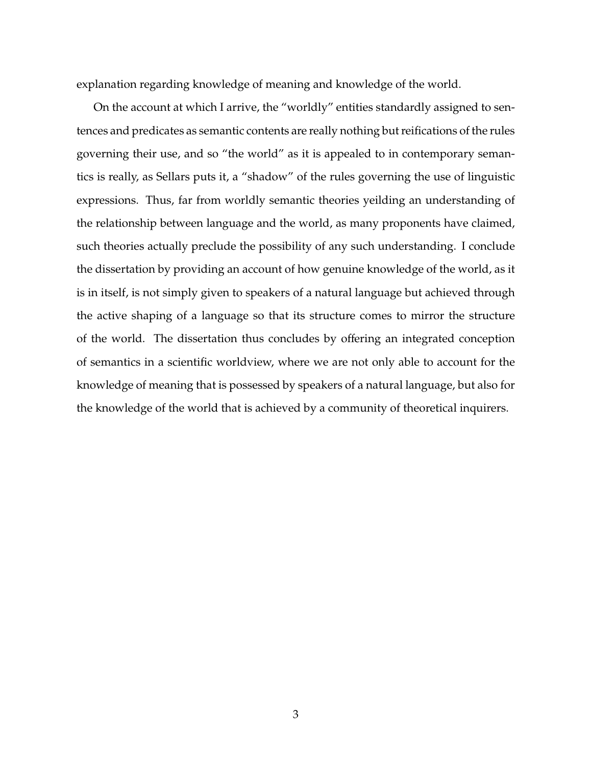explanation regarding knowledge of meaning and knowledge of the world.

On the account at which I arrive, the "worldly" entities standardly assigned to sentences and predicates as semantic contents are really nothing but reifications of the rules governing their use, and so "the world" as it is appealed to in contemporary semantics is really, as Sellars puts it, a "shadow" of the rules governing the use of linguistic expressions. Thus, far from worldly semantic theories yeilding an understanding of the relationship between language and the world, as many proponents have claimed, such theories actually preclude the possibility of any such understanding. I conclude the dissertation by providing an account of how genuine knowledge of the world, as it is in itself, is not simply given to speakers of a natural language but achieved through the active shaping of a language so that its structure comes to mirror the structure of the world. The dissertation thus concludes by offering an integrated conception of semantics in a scientific worldview, where we are not only able to account for the knowledge of meaning that is possessed by speakers of a natural language, but also for the knowledge of the world that is achieved by a community of theoretical inquirers.